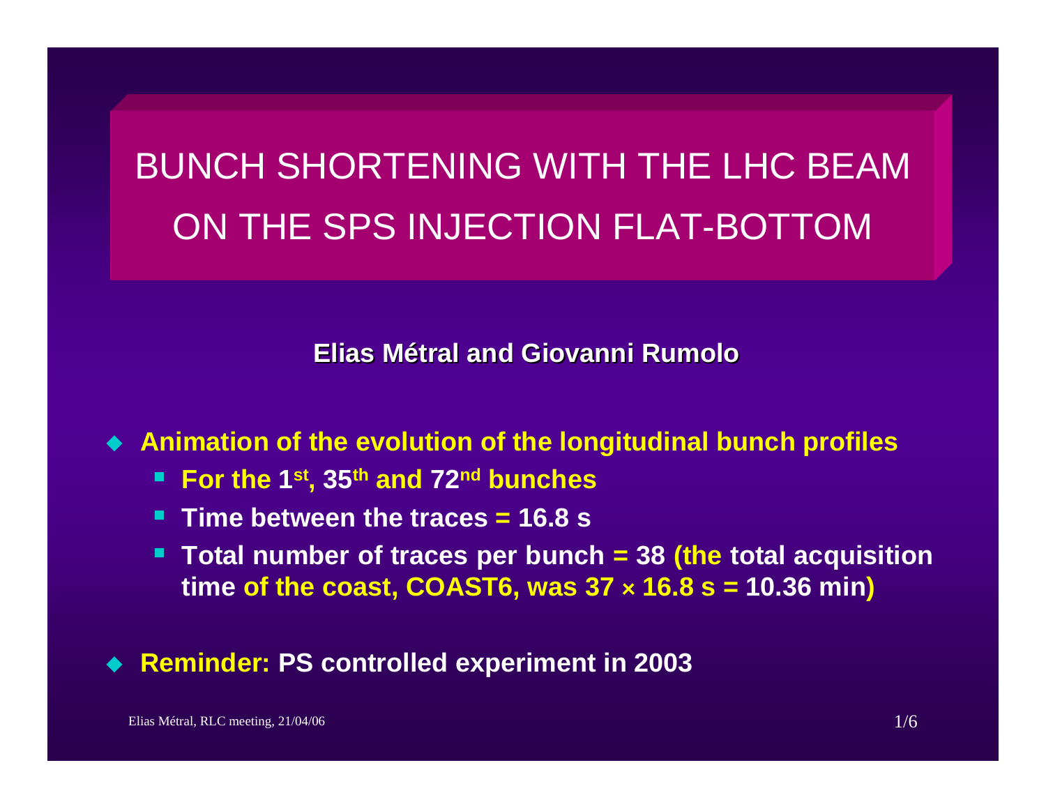# BUNCH SHORTENING WITH THE LHC BEAM ON THE SPS INJECTION FLAT-BOTTOM

**Elias Métral and Giovanni Rumolo**

- **Animation of the evolution of the longitudinal bunch profiles**
  - **For the 1st, 35th and 72nd bunches**
  - **Time between the traces = 16.8 s**
  - **Total number of traces per bunch = 38 (the total acquisition time of the coast, COAST6, was 37 × 16.8 s = 10.36 min)**

- **Reminder: PS controlled experiment in 2003**

Elias Métral, RLC meeting, 21/04/06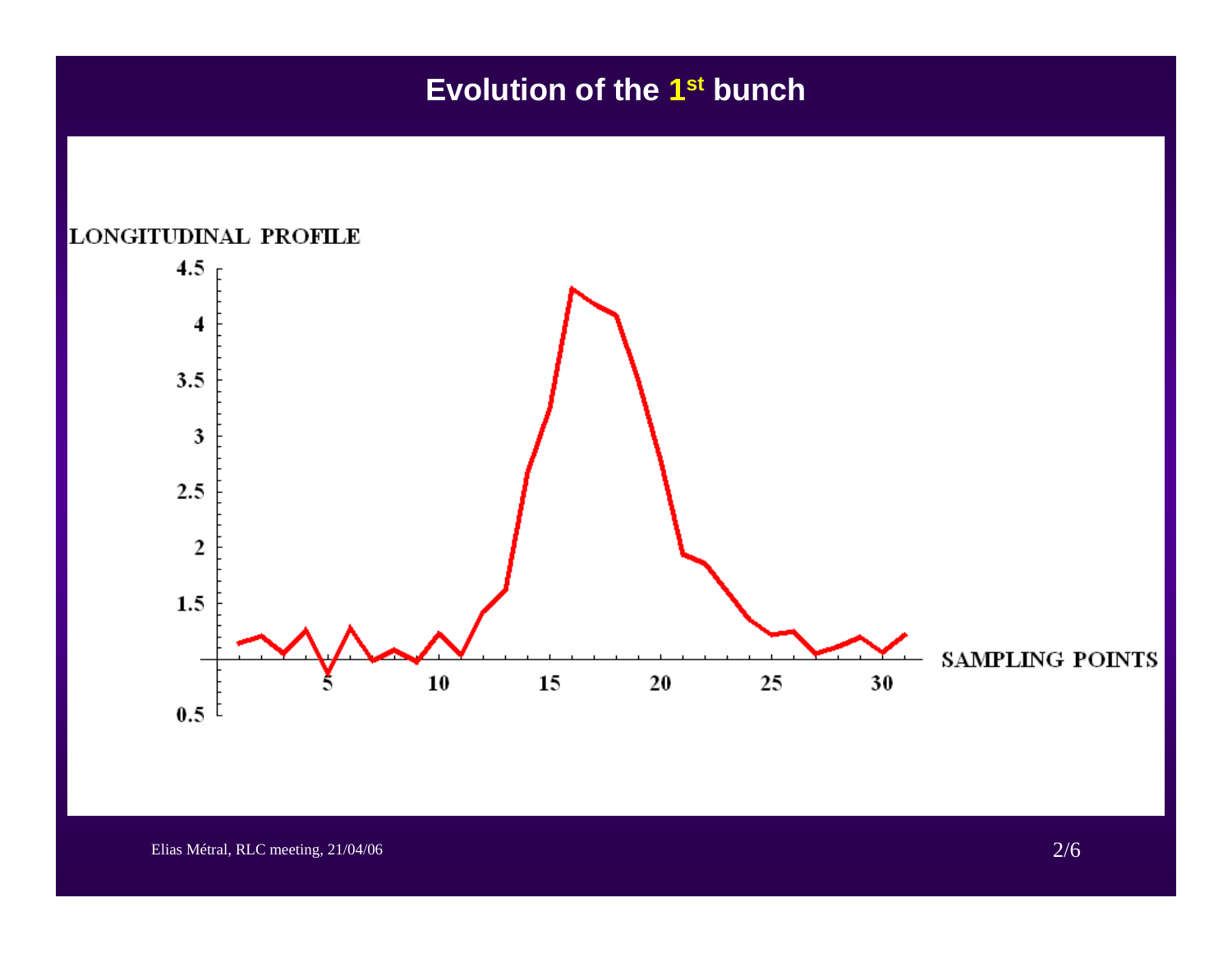# Evolution of the 1st bunch

LONGITUDINAL PROFILE

SAMPLING POINTS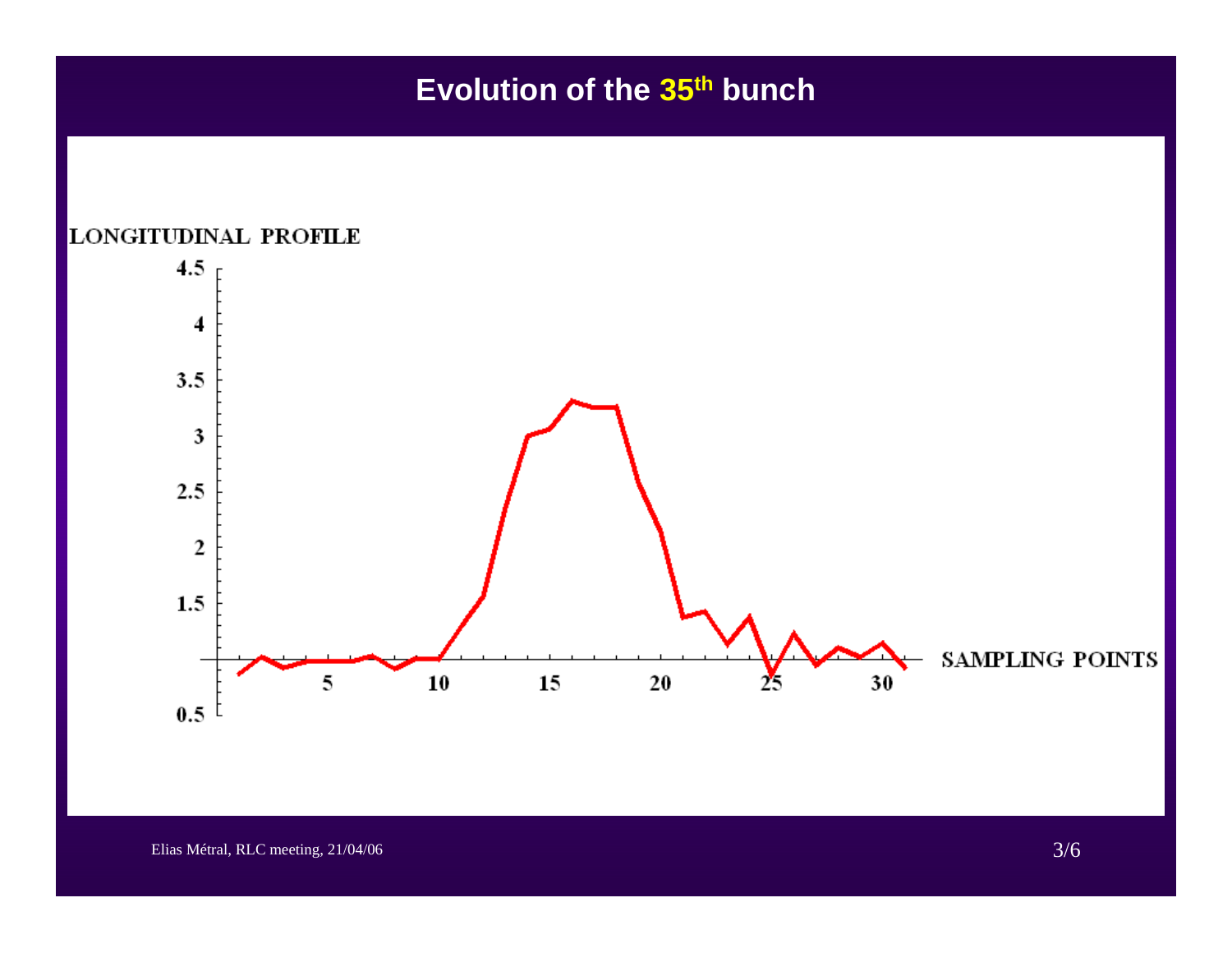# Evolution of the 35th bunch

LONGITUDINAL PROFILE

SAMPLING POINTS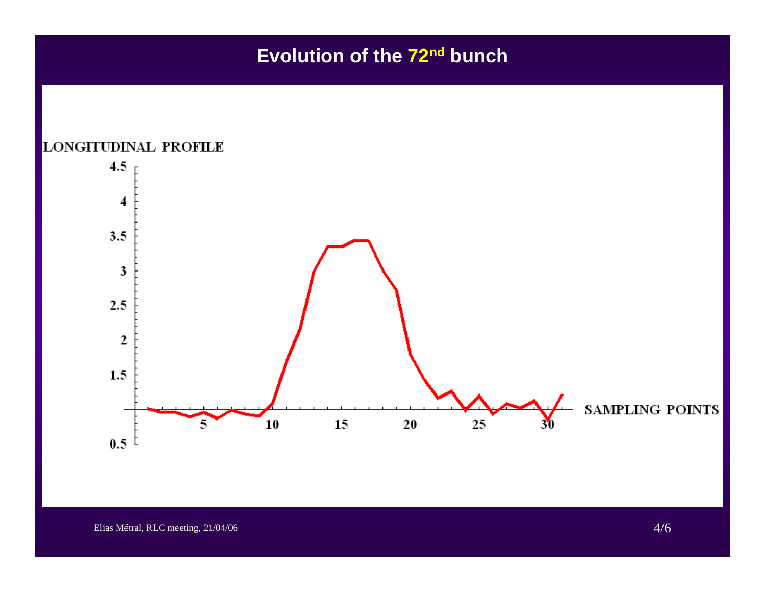# Evolution of the 72nd bunch

LONGITUDINAL PROFILE

4.5

4

3.5

3

2.5

2

1.5

0.5

5 10 15 20 25 30

SAMPLING POINTS

Elias Métral, RLC meeting, 21/04/06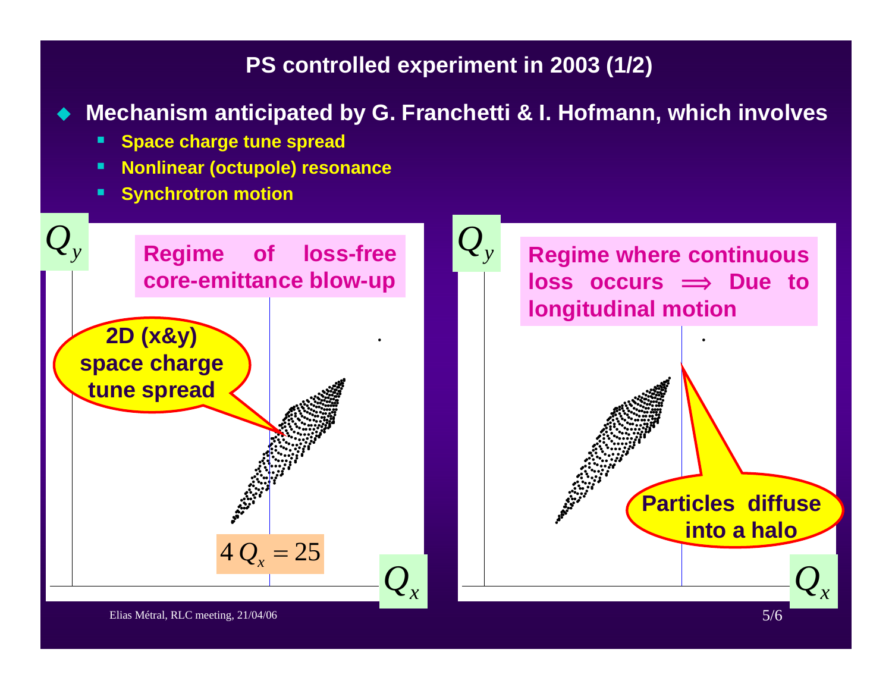## PS controlled experiment in 2003 (1/2)

- **Mechanism anticipated by G. Franchetti & I. Hofmann, which involves**
  - **Space charge tune spread**
  - **Nonlinear (octupole) resonance**
  - **Synchrotron motion**

$Q_y$

**Regime of loss-free core-emittance blow-up**

**2D (x&y) space charge tune spread**

$4\,Q_x = 25$

$Q_x$

$Q_y$

**Regime where continuous loss occurs $\Longrightarrow$ Due to longitudinal motion**

**Particles diffuse into a halo**

$Q_x$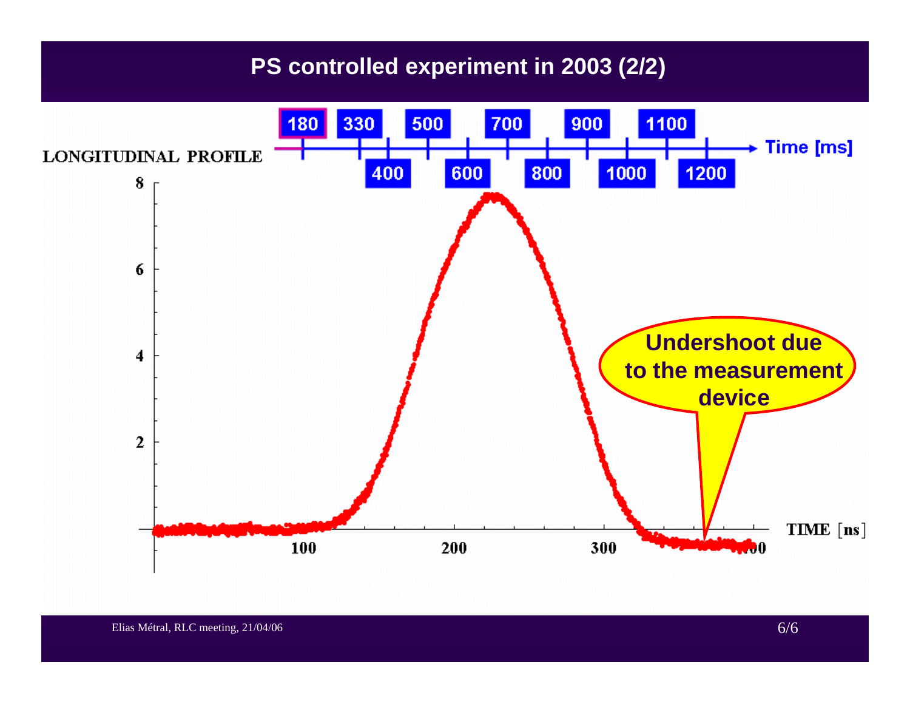# PS controlled experiment in 2003 (2/2)

180 330 500 700 900 1100

400 600 800 1000 1200

Time [ms]

LONGITUDINAL PROFILE

8

6

4

2

100

200

300

400

TIME [ns]

Undershoot due to the measurement device